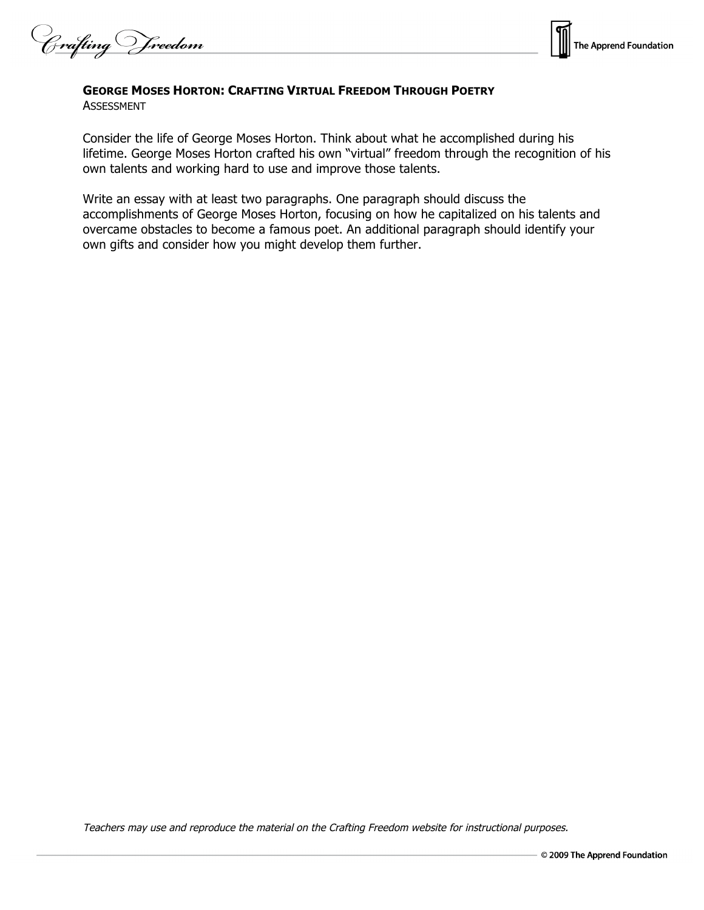## GEORGE MOSES HORTON: CRAFTING VIRTUAL FREEDOM THROUGH POETRY

ASSESSMENT

Consider the life of George Moses Horton. Think about what he accomplished during his lifetime. George Moses Horton crafted his own "virtual" freedom through the recognition of his own talents and working hard to use and improve those talents.

Write an essay with at least two paragraphs. One paragraph should discuss the accomplishments of George Moses Horton, focusing on how he capitalized on his talents and overcame obstacles to become a famous poet. An additional paragraph should identify your own gifts and consider how you might develop them further.

*Teachers may use and reproduce the material on the Crafting Freedom website for instructional purposes.*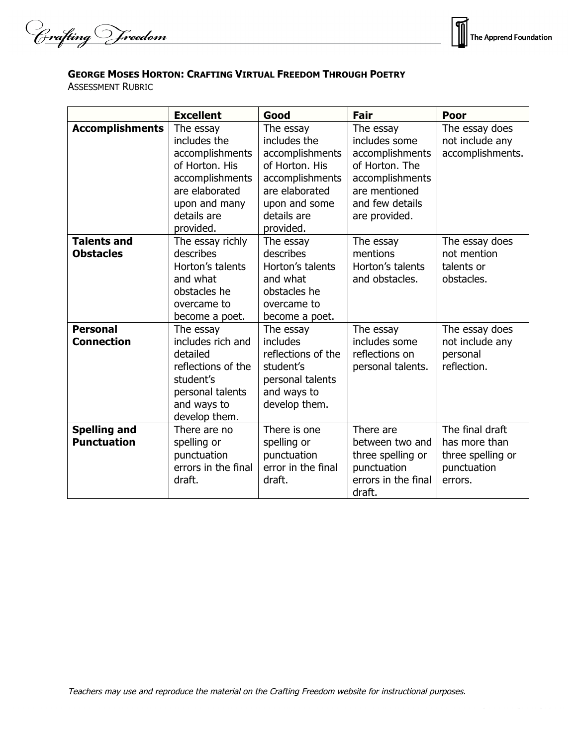## George Moses Horton: Crafting Virtual Freedom Through Poetry

Assessment Rubric

| | Excellent | Good | Fair | Poor |
|---|---|---|---|---|
| **Accomplishments** | The essay includes the accomplishments of Horton. His accomplishments are elaborated upon and many details are provided. | The essay includes the accomplishments of Horton. His accomplishments are elaborated upon and some details are provided. | The essay includes some accomplishments of Horton. The accomplishments are mentioned and few details are provided. | The essay does not include any accomplishments. |
| **Talents and Obstacles** | The essay richly describes Horton's talents and what obstacles he overcame to become a poet. | The essay describes Horton's talents and what obstacles he overcame to become a poet. | The essay mentions Horton's talents and obstacles. | The essay does not mention talents or obstacles. |
| **Personal Connection** | The essay includes rich and detailed reflections of the student's personal talents and ways to develop them. | The essay includes reflections of the student's personal talents and ways to develop them. | The essay includes some reflections on personal talents. | The essay does not include any personal reflection. |
| **Spelling and Punctuation** | There are no spelling or punctuation errors in the final draft. | There is one spelling or punctuation error in the final draft. | There are between two and three spelling or punctuation errors in the final draft. | The final draft has more than three spelling or punctuation errors. |

*Teachers may use and reproduce the material on the Crafting Freedom website for instructional purposes.*